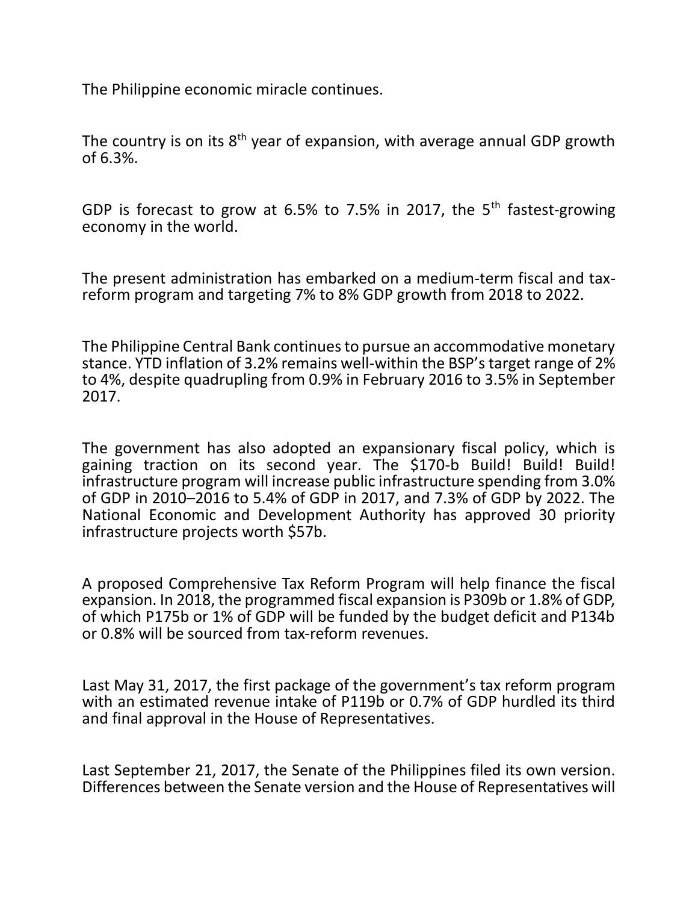The Philippine economic miracle continues.

The country is on its 8th year of expansion, with average annual GDP growth of 6.3%.

GDP is forecast to grow at 6.5% to 7.5% in 2017, the 5th fastest-growing economy in the world.

The present administration has embarked on a medium-term fiscal and tax-reform program and targeting 7% to 8% GDP growth from 2018 to 2022.

The Philippine Central Bank continues to pursue an accommodative monetary stance. YTD inflation of 3.2% remains well-within the BSP's target range of 2% to 4%, despite quadrupling from 0.9% in February 2016 to 3.5% in September 2017.

The government has also adopted an expansionary fiscal policy, which is gaining traction on its second year. The $170-b Build! Build! Build! infrastructure program will increase public infrastructure spending from 3.0% of GDP in 2010–2016 to 5.4% of GDP in 2017, and 7.3% of GDP by 2022. The National Economic and Development Authority has approved 30 priority infrastructure projects worth $57b.

A proposed Comprehensive Tax Reform Program will help finance the fiscal expansion. In 2018, the programmed fiscal expansion is P309b or 1.8% of GDP, of which P175b or 1% of GDP will be funded by the budget deficit and P134b or 0.8% will be sourced from tax-reform revenues.

Last May 31, 2017, the first package of the government's tax reform program with an estimated revenue intake of P119b or 0.7% of GDP hurdled its third and final approval in the House of Representatives.

Last September 21, 2017, the Senate of the Philippines filed its own version. Differences between the Senate version and the House of Representatives will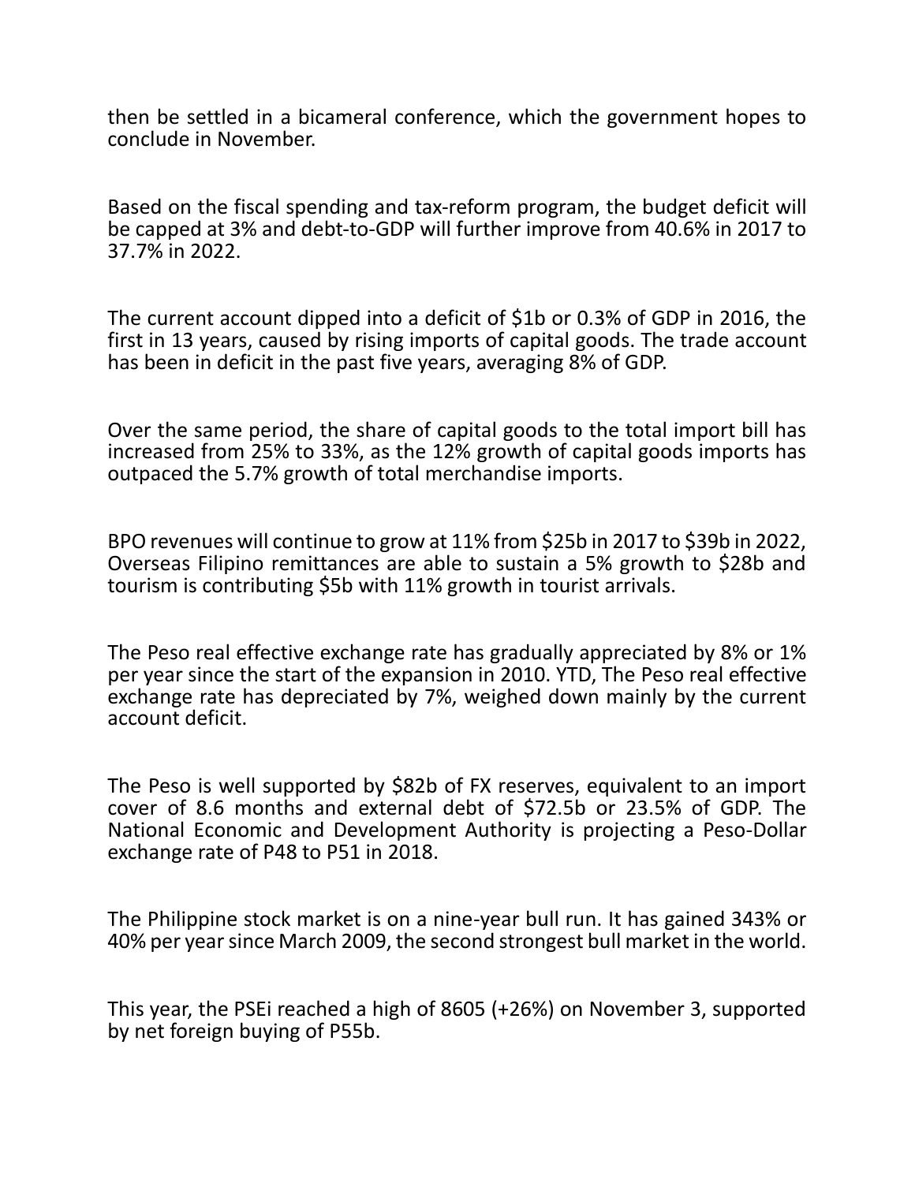then be settled in a bicameral conference, which the government hopes to conclude in November.

Based on the fiscal spending and tax-reform program, the budget deficit will be capped at 3% and debt-to-GDP will further improve from 40.6% in 2017 to 37.7% in 2022.

The current account dipped into a deficit of $1b or 0.3% of GDP in 2016, the first in 13 years, caused by rising imports of capital goods. The trade account has been in deficit in the past five years, averaging 8% of GDP.

Over the same period, the share of capital goods to the total import bill has increased from 25% to 33%, as the 12% growth of capital goods imports has outpaced the 5.7% growth of total merchandise imports.

BPO revenues will continue to grow at 11% from $25b in 2017 to $39b in 2022, Overseas Filipino remittances are able to sustain a 5% growth to $28b and tourism is contributing $5b with 11% growth in tourist arrivals.

The Peso real effective exchange rate has gradually appreciated by 8% or 1% per year since the start of the expansion in 2010. YTD, The Peso real effective exchange rate has depreciated by 7%, weighed down mainly by the current account deficit.

The Peso is well supported by $82b of FX reserves, equivalent to an import cover of 8.6 months and external debt of $72.5b or 23.5% of GDP. The National Economic and Development Authority is projecting a Peso-Dollar exchange rate of P48 to P51 in 2018.

The Philippine stock market is on a nine-year bull run. It has gained 343% or 40% per year since March 2009, the second strongest bull market in the world.

This year, the PSEi reached a high of 8605 (+26%) on November 3, supported by net foreign buying of P55b.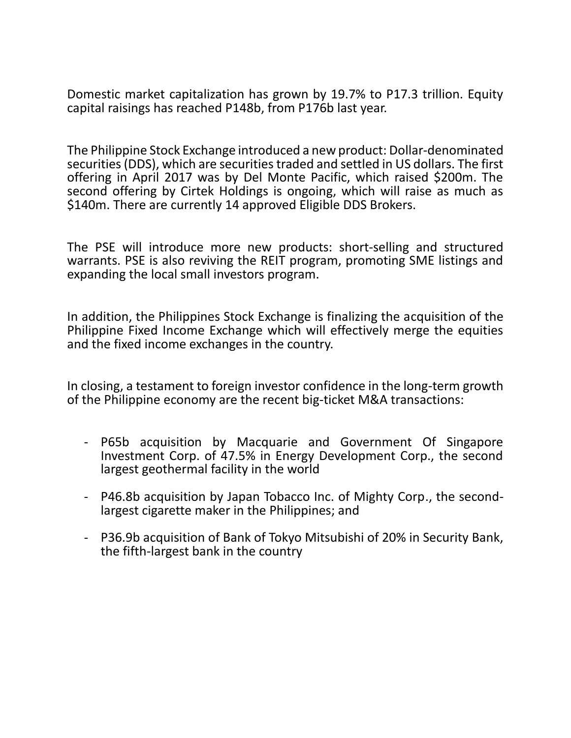Domestic market capitalization has grown by 19.7% to P17.3 trillion. Equity capital raisings has reached P148b, from P176b last year.

The Philippine Stock Exchange introduced a new product: Dollar-denominated securities (DDS), which are securities traded and settled in US dollars. The first offering in April 2017 was by Del Monte Pacific, which raised $200m. The second offering by Cirtek Holdings is ongoing, which will raise as much as $140m. There are currently 14 approved Eligible DDS Brokers.

The PSE will introduce more new products: short-selling and structured warrants. PSE is also reviving the REIT program, promoting SME listings and expanding the local small investors program.

In addition, the Philippines Stock Exchange is finalizing the acquisition of the Philippine Fixed Income Exchange which will effectively merge the equities and the fixed income exchanges in the country.

In closing, a testament to foreign investor confidence in the long-term growth of the Philippine economy are the recent big-ticket M&A transactions:

- P65b acquisition by Macquarie and Government Of Singapore Investment Corp. of 47.5% in Energy Development Corp., the second largest geothermal facility in the world
- P46.8b acquisition by Japan Tobacco Inc. of Mighty Corp., the second-largest cigarette maker in the Philippines; and
- P36.9b acquisition of Bank of Tokyo Mitsubishi of 20% in Security Bank, the fifth-largest bank in the country